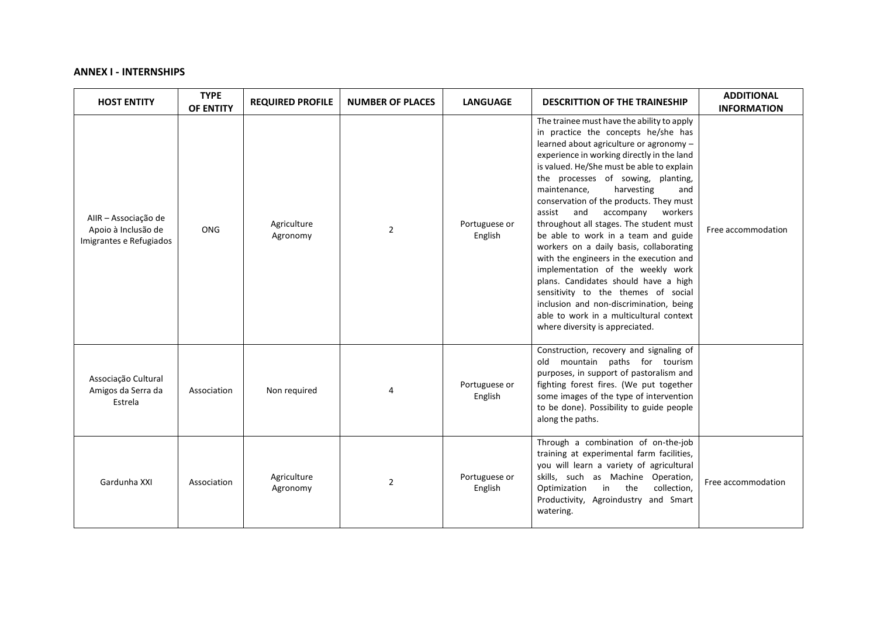**ANNEX I - INTERNSHIPS**

| HOST ENTITY | TYPE OF ENTITY | REQUIRED PROFILE | NUMBER OF PLACES | LANGUAGE | DESCRITTION OF THE TRAINESHIP | ADDITIONAL INFORMATION |
|---|---|---|---|---|---|---|
| AIIR – Associação de Apoio à Inclusão de Imigrantes e Refugiados | ONG | Agriculture Agronomy | 2 | Portuguese or English | The trainee must have the ability to apply in practice the concepts he/she has learned about agriculture or agronomy – experience in working directly in the land is valued. He/She must be able to explain the processes of sowing, planting, maintenance, harvesting and conservation of the products. They must assist and accompany workers throughout all stages. The student must be able to work in a team and guide workers on a daily basis, collaborating with the engineers in the execution and implementation of the weekly work plans. Candidates should have a high sensitivity to the themes of social inclusion and non-discrimination, being able to work in a multicultural context where diversity is appreciated. | Free accommodation |
| Associação Cultural Amigos da Serra da Estrela | Association | Non required | 4 | Portuguese or English | Construction, recovery and signaling of old mountain paths for tourism purposes, in support of pastoralism and fighting forest fires. (We put together some images of the type of intervention to be done). Possibility to guide people along the paths. | |
| Gardunha XXI | Association | Agriculture Agronomy | 2 | Portuguese or English | Through a combination of on-the-job training at experimental farm facilities, you will learn a variety of agricultural skills, such as Machine Operation, Optimization in the collection, Productivity, Agroindustry and Smart watering. | Free accommodation |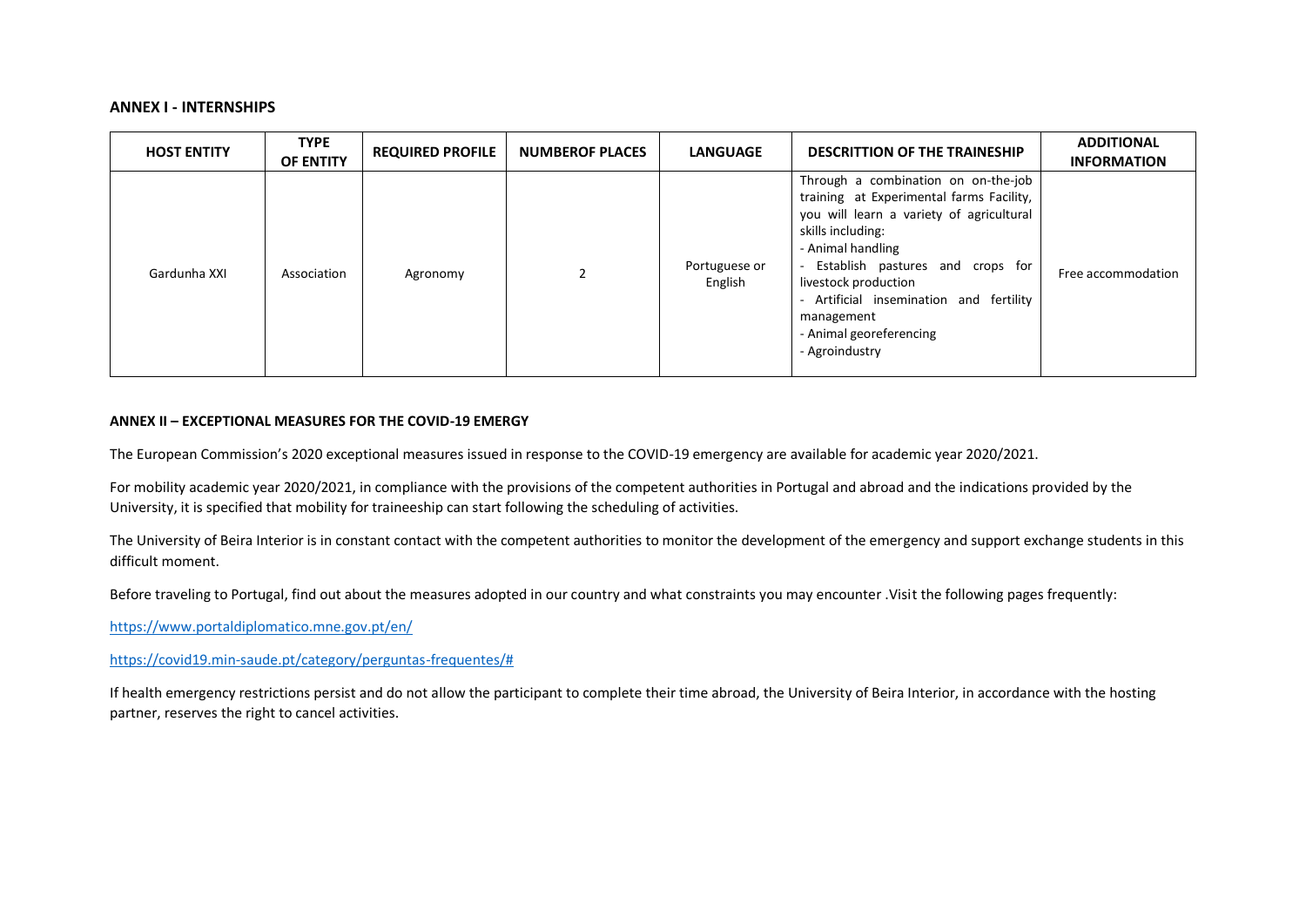**ANNEX I - INTERNSHIPS**

| HOST ENTITY | TYPE OF ENTITY | REQUIRED PROFILE | NUMBEROF PLACES | LANGUAGE | DESCRITTION OF THE TRAINESHIP | ADDITIONAL INFORMATION |
|---|---|---|---|---|---|---|
| Gardunha XXI | Association | Agronomy | 2 | Portuguese or English | Through a combination on on-the-job training at Experimental farms Facility, you will learn a variety of agricultural skills including:<br>- Animal handling<br>- Establish pastures and crops for livestock production<br>- Artificial insemination and fertility management<br>- Animal georeferencing<br>- Agroindustry | Free accommodation |

**ANNEX II – EXCEPTIONAL MEASURES FOR THE COVID-19 EMERGY**

The European Commission's 2020 exceptional measures issued in response to the COVID-19 emergency are available for academic year 2020/2021.

For mobility academic year 2020/2021, in compliance with the provisions of the competent authorities in Portugal and abroad and the indications provided by the University, it is specified that mobility for traineeship can start following the scheduling of activities.

The University of Beira Interior is in constant contact with the competent authorities to monitor the development of the emergency and support exchange students in this difficult moment.

Before traveling to Portugal, find out about the measures adopted in our country and what constraints you may encounter .Visit the following pages frequently:

https://www.portaldiplomatico.mne.gov.pt/en/

https://covid19.min-saude.pt/category/perguntas-frequentes/#

If health emergency restrictions persist and do not allow the participant to complete their time abroad, the University of Beira Interior, in accordance with the hosting partner, reserves the right to cancel activities.